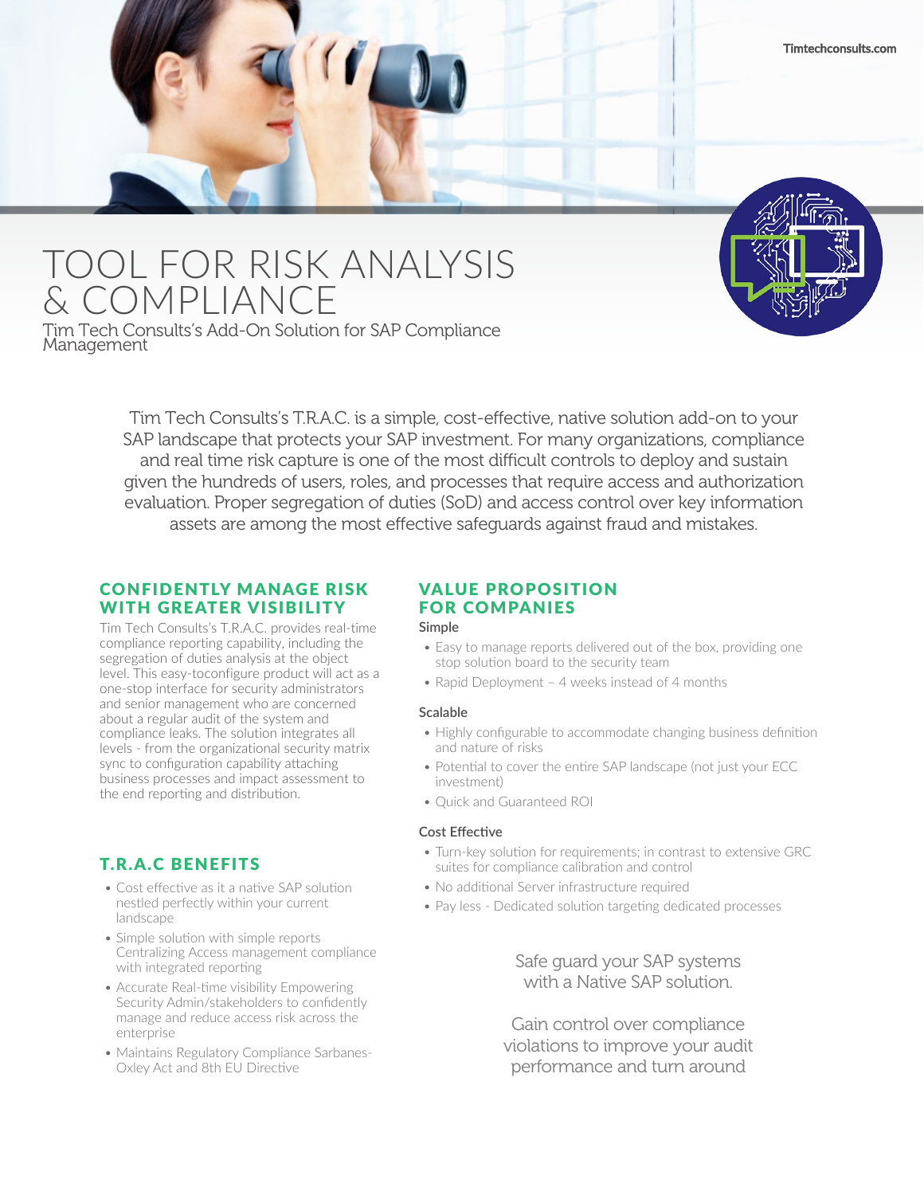Timtechconsults.com

# TOOL FOR RISK ANALYSIS & COMPLIANCE

Tim Tech Consults's Add-On Solution for SAP Compliance Management

Tim Tech Consults's T.R.A.C. is a simple, cost-effective, native solution add-on to your SAP landscape that protects your SAP investment. For many organizations, compliance and real time risk capture is one of the most difficult controls to deploy and sustain given the hundreds of users, roles, and processes that require access and authorization evaluation. Proper segregation of duties (SoD) and access control over key information assets are among the most effective safeguards against fraud and mistakes.

## CONFIDENTLY MANAGE RISK WITH GREATER VISIBILITY

Tim Tech Consults's T.R.A.C. provides real-time compliance reporting capability, including the segregation of duties analysis at the object level. This easy-toconfigure product will act as a one-stop interface for security administrators and senior management who are concerned about a regular audit of the system and compliance leaks. The solution integrates all levels - from the organizational security matrix sync to configuration capability attaching business processes and impact assessment to the end reporting and distribution.

## T.R.A.C BENEFITS

- Cost effective as it a native SAP solution nestled perfectly within your current landscape
- Simple solution with simple reports Centralizing Access management compliance with integrated reporting
- Accurate Real-time visibility Empowering Security Admin/stakeholders to confidently manage and reduce access risk across the enterprise
- Maintains Regulatory Compliance Sarbanes-Oxley Act and 8th EU Directive

## VALUE PROPOSITION FOR COMPANIES

### Simple

- Easy to manage reports delivered out of the box, providing one stop solution board to the security team
- Rapid Deployment – 4 weeks instead of 4 months

### Scalable

- Highly configurable to accommodate changing business definition and nature of risks
- Potential to cover the entire SAP landscape (not just your ECC investment)
- Quick and Guaranteed ROI

### Cost Effective

- Turn-key solution for requirements; in contrast to extensive GRC suites for compliance calibration and control
- No additional Server infrastructure required
- Pay less - Dedicated solution targeting dedicated processes

Safe guard your SAP systems with a Native SAP solution.

Gain control over compliance violations to improve your audit performance and turn around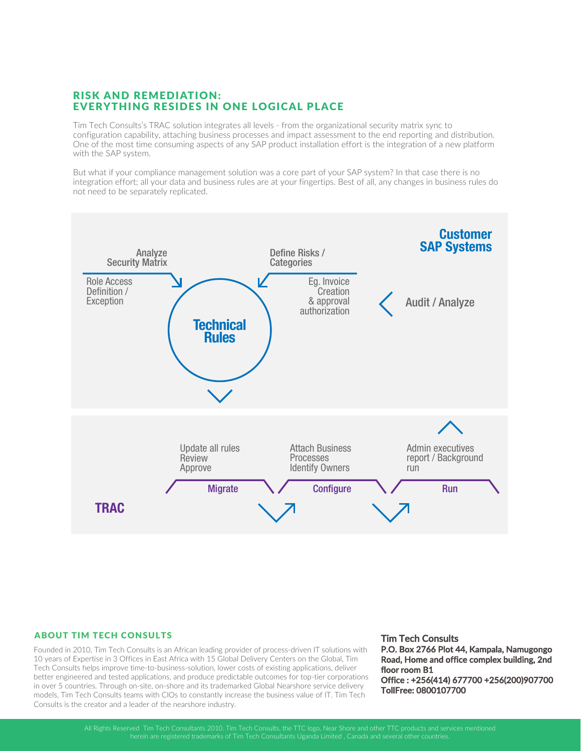## RISK AND REMEDIATION: EVERYTHING RESIDES IN ONE LOGICAL PLACE

Tim Tech Consults's TRAC solution integrates all levels - from the organizational security matrix sync to configuration capability, attaching business processes and impact assessment to the end reporting and distribution. One of the most time consuming aspects of any SAP product installation effort is the integration of a new platform with the SAP system.

But what if your compliance management solution was a core part of your SAP system? In that case there is no integration effort; all your data and business rules are at your fingertips. Best of all, any changes in business rules do not need to be separately replicated.

Customer SAP Systems

Analyze Security Matrix

Role Access Definition / Exception

Define Risks / Categories

Eg. Invoice Creation & approval authorization

Technical Rules

Audit / Analyze

Update all rules Review Approve

Migrate

Attach Business Processes Identify Owners

Configure

Admin executives report / Background run

Run

TRAC

## ABOUT TIM TECH CONSULTS

Founded in 2010, Tim Tech Consults is an African leading provider of process-driven IT solutions with 10 years of Expertise in 3 Offices in East Africa with 15 Global Delivery Centers on the Global, Tim Tech Consults helps improve time-to-business-solution, lower costs of existing applications, deliver better engineered and tested applications, and produce predictable outcomes for top-tier corporations in over 5 countries. Through on-site, on-shore and its trademarked Global Nearshore service delivery models, Tim Tech Consults teams with CIOs to constantly increase the business value of IT. Tim Tech Consults is the creator and a leader of the nearshore industry.

**Tim Tech Consults**
**P.O. Box 2766 Plot 44, Kampala, Namugongo Road, Home and office complex building, 2nd floor room B1**
**Office : +256(414) 677700 +256(200)907700**
**TollFree: 0800107700**

All Rights Reserved Tim Tech Consultants 2010. Tim Tech Consults, the TTC logo, Near Shore and other TTC products and services mentioned herein are registered trademarks of Tim Tech Consultants Uganda Limited , Canada and several other countries.